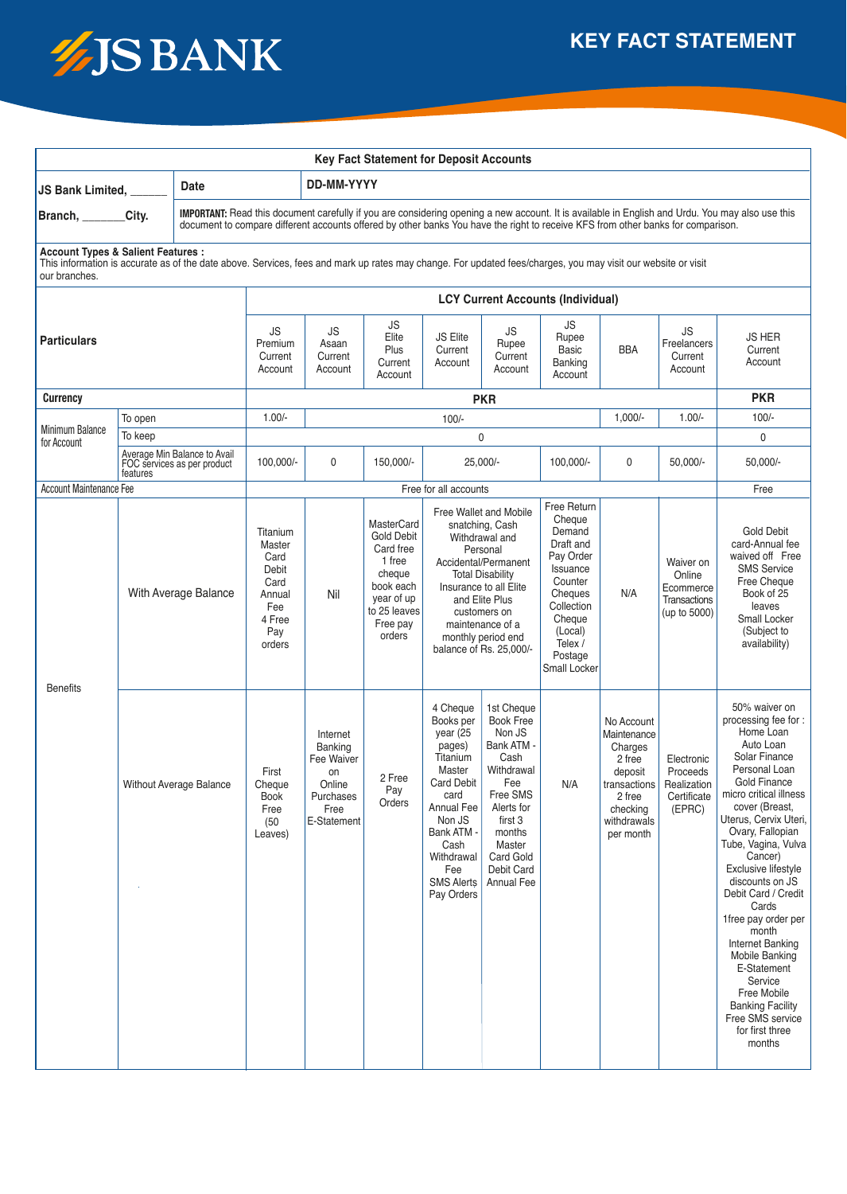# JS BANK

## KEY FACT STATEMENT

### Key Fact Statement for Deposit Accounts

| JS Bank Limited, ______ | Date | DD-MM-YYYY |
|---|---|---|
| Branch, _______City. | **IMPORTANT:** Read this document carefully if you are considering opening a new account. It is available in English and Urdu. You may also use this document to compare different accounts offered by other banks You have the right to receive KFS from other banks for comparison. | |

**Account Types & Salient Features :**
This information is accurate as of the date above. Services, fees and mark up rates may change. For updated fees/charges, you may visit our website or visit our branches.

| Particulars | | JS Premium Current Account | JS Asaan Current Account | JS Elite Plus Current Account | JS Elite Current Account | JS Rupee Current Account | JS Rupee Basic Banking Account | BBA | JS Freelancers Current Account | JS HER Current Account |
|---|---|---|---|---|---|---|---|---|---|---|
| | | LCY Current Accounts (Individual) | | | | | | | | |
| Currency | | PKR | | | | | | | | PKR |
| Minimum Balance for Account | To open | 1.00/- | 100/- | | | | | 1,000/- | 1.00/- | 100/- |
| | To keep | 0 | | | | | | | | 0 |
| | Average Min Balance to Avail FOC services as per product features | 100,000/- | 0 | 150,000/- | 25,000/- | | 100,000/- | 0 | 50,000/- | 50,000/- |
| Account Maintenance Fee | | Free for all accounts | | | | | | | | Free |
| Benefits | With Average Balance | Titanium Master Card Debit Card Annual Fee 4 Free Pay orders | Nil | MasterCard Gold Debit Card free 1 free cheque book each year of up to 25 leaves Free pay orders | Free Wallet and Mobile snatching, Cash Withdrawal and Personal Accidental/Permanent Total Disability Insurance to all Elite and Elite Plus customers on maintenance of a monthly period end balance of Rs. 25,000/- | | Free Return Cheque Demand Draft and Pay Order Issuance Counter Cheques Collection Cheque (Local) Telex / Postage Small Locker | N/A | Waiver on Online Ecommerce Transactions (up to 5000) | Gold Debit card-Annual fee waived off Free SMS Service Free Cheque Book of 25 leaves Small Locker (Subject to availability) |
| | Without Average Balance | First Cheque Book Free (50 Leaves) | Internet Banking Fee Waiver on Online Purchases Free E-Statement | 2 Free Pay Orders | 4 Cheque Books per year (25 pages) Titanium Master Card Debit card Annual Fee Non JS Bank ATM - Cash Withdrawal Fee SMS Alerts Pay Orders | 1st Cheque Book Free Non JS Bank ATM - Cash Withdrawal Fee Free SMS Alerts for first 3 months Master Card Gold Debit Card Annual Fee | N/A | No Account Maintenance Charges 2 free deposit transactions 2 free checking withdrawals per month | Electronic Proceeds Realization Certificate (EPRC) | 50% waiver on processing fee for : Home Loan Auto Loan Solar Finance Personal Loan Gold Finance micro critical illness cover (Breast, Uterus, Cervix Uteri, Ovary, Fallopian Tube, Vagina, Vulva Cancer) Exclusive lifestyle discounts on JS Debit Card / Credit Cards 1free pay order per month Internet Banking Mobile Banking E-Statement Service Free Mobile Banking Facility Free SMS service for first three months |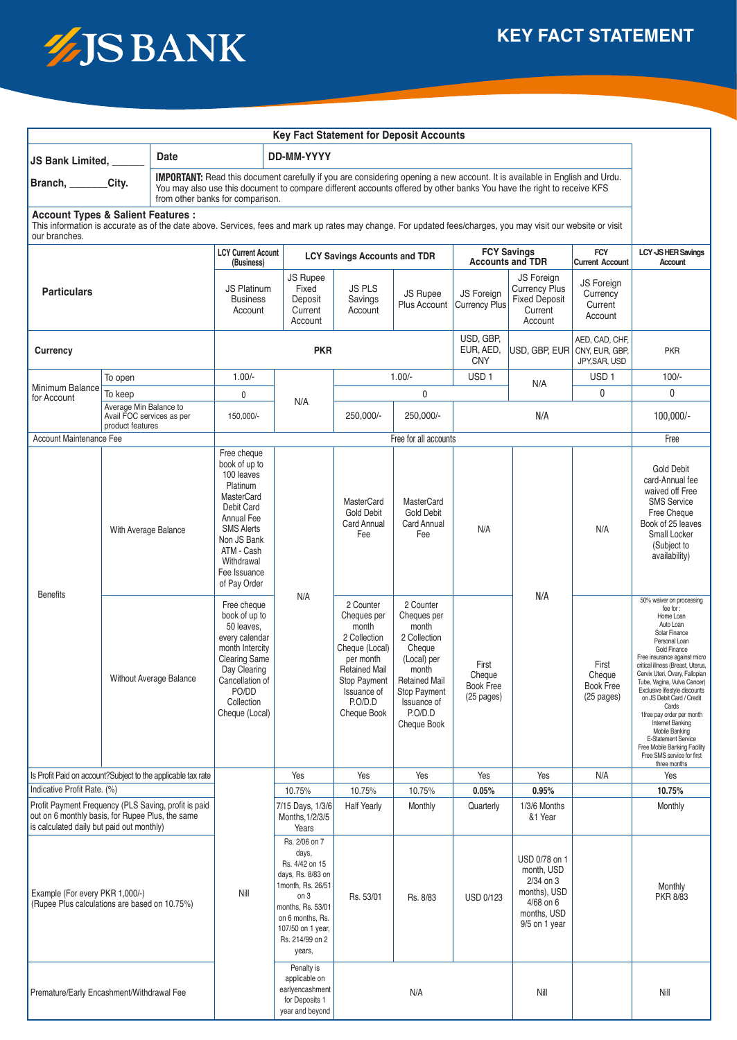# JS BANK

## KEY FACT STATEMENT

**Key Fact Statement for Deposit Accounts**

| JS Bank Limited, ______ | Date | DD-MM-YYYY |
|---|---|---|
| Branch, _______City. | **IMPORTANT:** Read this document carefully if you are considering opening a new account. It is available in English and Urdu. You may also use this document to compare different accounts offered by other banks You have the right to receive KFS from other banks for comparison. | |

**Account Types & Salient Features :**
This information is accurate as of the date above. Services, fees and mark up rates may change. For updated fees/charges, you may visit our website or visit our branches.

| Particulars | | LCY Current Acount (Business) | LCY Savings Accounts and TDR | | | FCY Savings Accounts and TDR | | FCY Current Account | LCY -JS HER Savings Account |
|---|---|---|---|---|---|---|---|---|---|
| | | JS Platinum Business Account | JS Rupee Fixed Deposit Current Account | JS PLS Savings Account | JS Rupee Plus Account | JS Foreign Currency Plus | JS Foreign Currency Plus Fixed Deposit Current Account | JS Foreign Currency Current Account | |
| Currency | | PKR | PKR | PKR | PKR | USD, GBP, EUR, AED, CNY | USD, GBP, EUR | AED, CAD, CHF, CNY, EUR, GBP, JPY,SAR, USD | PKR |
| Minimum Balance for Account | To open | 1.00/- | N/A | 1.00/- | 1.00/- | USD 1 | N/A | USD 1 | 100/- |
| | To keep | 0 | N/A | 0 | 0 | 0 | N/A | 0 | 0 |
| | Average Min Balance to Avail FOC services as per product features | 150,000/- | N/A | 250,000/- | 250,000/- | N/A | N/A | N/A | 100,000/- |
| Account Maintenance Fee | | Free for all accounts | | | | | | | Free |
| Benefits | With Average Balance | Free cheque book of up to 100 leaves Platinum MasterCard Debit Card Annual Fee SMS Alerts Non JS Bank ATM - Cash Withdrawal Fee Issuance of Pay Order | N/A | MasterCard Gold Debit Card Annual Fee | MasterCard Gold Debit Card Annual Fee | N/A | N/A | N/A | Gold Debit card-Annual fee waived off Free SMS Service Free Cheque Book of 25 leaves Small Locker (Subject to availability) |
| | Without Average Balance | Free cheque book of up to 50 leaves, every calendar month Intercity Clearing Same Day Clearing Cancellation of PO/DD Collection Cheque (Local) | N/A | 2 Counter Cheques per month 2 Collection Cheque (Local) per month Retained Mail Stop Payment Issuance of P.O/D.D Cheque Book | 2 Counter Cheques per month 2 Collection Cheque (Local) per month Retained Mail Stop Payment Issuance of P.O/D.D Cheque Book | First Cheque Book Free (25 pages) | N/A | First Cheque Book Free (25 pages) | 50% waiver on processing fee for : Home Loan Auto Loan Solar Finance Personal Loan Gold Finance Free insurance against micro critical illness (Breast, Uterus, Cervix Uteri, Ovary, Fallopian Tube, Vagina, Vulva Cancer) Exclusive lifestyle discounts on JS Debit Card / Credit Cards 1free pay order per month Internet Banking Mobile Banking E-Statement Service Free Mobile Banking Facility Free SMS service for first three months |
| Is Profit Paid on account?Subject to the applicable tax rate | | Nill | Yes | Yes | Yes | Yes | Yes | N/A | Yes |
| Indicative Profit Rate. (%) | | | 10.75% | 10.75% | 10.75% | **0.05%** | **0.95%** | | **10.75%** |
| Profit Payment Frequency (PLS Saving, profit is paid out on 6 monthly basis, for Rupee Plus, the same is calculated daily but paid out monthly) | | | 7/15 Days, 1/3/6 Months,1/2/3/5 Years | Half Yearly | Monthly | Quarterly | 1/3/6 Months &1 Year | | Monthly |
| Example (For every PKR 1,000/-) (Rupee Plus calculations are based on 10.75%) | | | Rs. 2/06 on 7 days, Rs. 4/42 on 15 days, Rs. 8/83 on 1month, Rs. 26/51 on 3 months, Rs. 53/01 on 6 months, Rs. 107/50 on 1 year, Rs. 214/99 on 2 years, | Rs. 53/01 | Rs. 8/83 | USD 0/123 | USD 0/78 on 1 month, USD 2/34 on 3 months), USD 4/68 on 6 months, USD 9/5 on 1 year | | Monthly PKR 8/83 |
| Premature/Early Encashment/Withdrawal Fee | | | Penalty is applicable on earlyencashment for Deposits 1 year and beyond | N/A | N/A | N/A | Nill | Nill | Nill |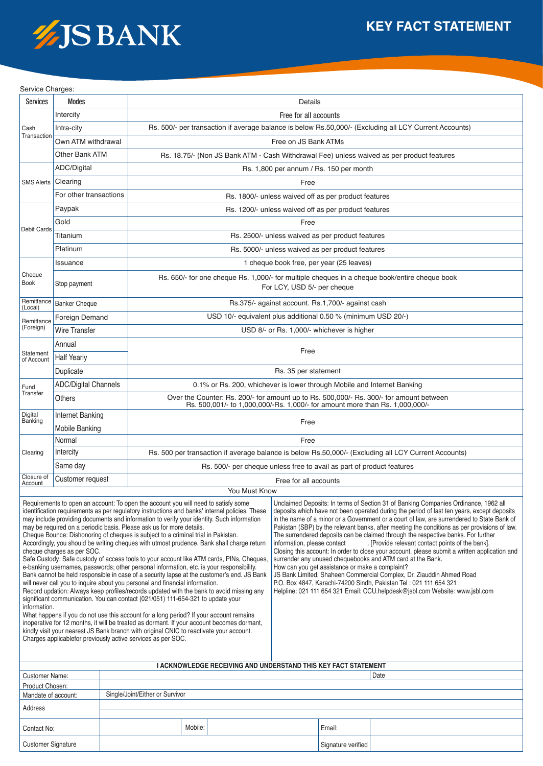# JS BANK

## KEY FACT STATEMENT

Service Charges:

| Services | Modes | Details |
|---|---|---|
| Cash Transaction | Intercity | Free for all accounts |
| | Intra-city | Rs. 500/- per transaction if average balance is below Rs.50,000/- (Excluding all LCY Current Accounts) |
| | Own ATM withdrawal | Free on JS Bank ATMs |
| | Other Bank ATM | Rs. 18.75/- (Non JS Bank ATM - Cash Withdrawal Fee) unless waived as per product features |
| SMS Alerts | ADC/Digital | Rs. 1,800 per annum / Rs. 150 per month |
| | Clearing | Free |
| | For other transactions | Rs. 1800/- unless waived off as per product features |
| Debit Cards | Paypak | Rs. 1200/- unless waived off as per product features |
| | Gold | Free |
| | Titanium | Rs. 2500/- unless waived as per product features |
| | Platinum | Rs. 5000/- unless waived as per product features |
| Cheque Book | Issuance | 1 cheque book free, per year (25 leaves) |
| | Stop payment | Rs. 650/- for one cheque Rs. 1,000/- for multiple cheques in a cheque book/entire cheque book For LCY, USD 5/- per cheque |
| Remittance (Local) | Banker Cheque | Rs.375/- against account. Rs.1,700/- against cash |
| Remittance (Foreign) | Foreign Demand | USD 10/- equivalent plus additional 0.50 % (minimum USD 20/-) |
| | Wire Transfer | USD 8/- or Rs. 1,000/- whichever is higher |
| Statement of Account | Annual | Free |
| | Half Yearly | |
| | Duplicate | Rs. 35 per statement |
| Fund Transfer | ADC/Digital Channels | 0.1% or Rs. 200, whichever is lower through Mobile and Internet Banking |
| | Others | Over the Counter: Rs. 200/- for amount up to Rs. 500,000/- Rs. 300/- for amount between Rs. 500,001/- to 1,000,000/-Rs. 1,000/- for amount more than Rs. 1,000,000/- |
| Digital Banking | Internet Banking | Free |
| | Mobile Banking | |
| Clearing | Normal | Free |
| | Intercity | Rs. 500 per transaction if average balance is below Rs.50,000/- (Excluding all LCY Current Accounts) |
| | Same day | Rs. 500/- per cheque unless free to avail as part of product features |
| Closure of Account | Customer request | Free for all accounts |

### You Must Know

Requirements to open an account: To open the account you will need to satisfy some identification requirements as per regulatory instructions and banks' internal policies. These may include providing documents and information to verify your identity. Such information may be required on a periodic basis. Please ask us for more details.

Cheque Bounce: Dishonoring of cheques is subject to a criminal trial in Pakistan. Accordingly, you should be writing cheques with utmost prudence. Bank shall charge return cheque charges as per SOC.

Safe Custody: Safe custody of access tools to your account like ATM cards, PINs, Cheques, e-banking usernames, passwords; other personal information, etc. is your responsibility. Bank cannot be held responsible in case of a security lapse at the customer's end. JS Bank will never call you to inquire about you personal and financial information.

Record updation: Always keep profiles/records updated with the bank to avoid missing any significant communication. You can contact (021/051) 111-654-321 to update your information.

What happens if you do not use this account for a long period? If your account remains inoperative for 12 months, it will be treated as dormant. If your account becomes dormant, kindly visit your nearest JS Bank branch with original CNIC to reactivate your account. Charges applicablefor previously active services as per SOC.

Unclaimed Deposits: In terms of Section 31 of Banking Companies Ordinance, 1962 all deposits which have not been operated during the period of last ten years, except deposits in the name of a minor or a Government or a court of law, are surrendered to State Bank of Pakistan (SBP) by the relevant banks, after meeting the conditions as per provisions of law. The surrendered deposits can be claimed through the respective banks. For further information, please contact . [Provide relevant contact points of the bank].

Closing this account: In order to close your account, please submit a written application and surrender any unused chequebooks and ATM card at the Bank.

How can you get assistance or make a complaint?
JS Bank Limited, Shaheen Commercial Complex, Dr. Ziauddin Ahmed Road
P.O. Box 4847, Karachi-74200 Sindh, Pakistan Tel : 021 111 654 321
Helpline: 021 111 654 321 Email: CCU.helpdesk@jsbl.com Website: www.jsbl.com

**I ACKNOWLEDGE RECEIVING AND UNDERSTAND THIS KEY FACT STATEMENT**

| | | | | |
|---|---|---|---|---|
| Customer Name: | | | Date | |
| Product Chosen: | | | | |
| Mandate of account: | Single/Joint/Either or Survivor | | | |
| Address | | | | |
| Contact No: | | Mobile: | Email: | |
| Customer Signature | | | Signature verified | |